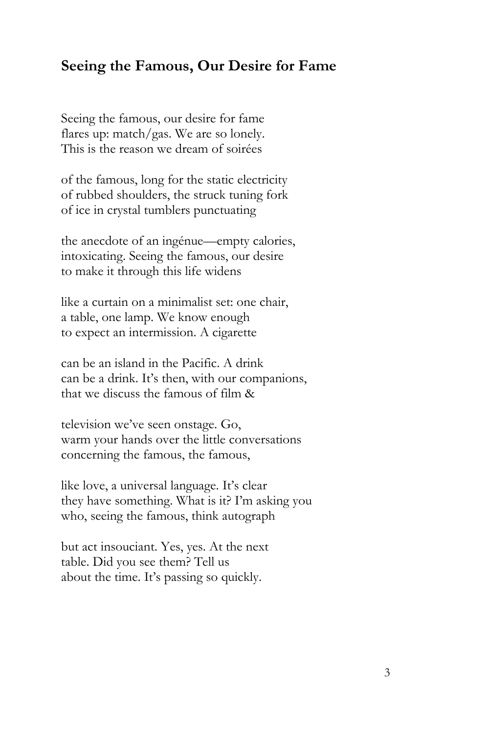## Seeing the Famous, Our Desire for Fame

Seeing the famous, our desire for fame
flares up: match/gas. We are so lonely.
This is the reason we dream of soirées

of the famous, long for the static electricity
of rubbed shoulders, the struck tuning fork
of ice in crystal tumblers punctuating

the anecdote of an ingénue—empty calories,
intoxicating. Seeing the famous, our desire
to make it through this life widens

like a curtain on a minimalist set: one chair,
a table, one lamp. We know enough
to expect an intermission. A cigarette

can be an island in the Pacific. A drink
can be a drink. It's then, with our companions,
that we discuss the famous of film &

television we've seen onstage. Go,
warm your hands over the little conversations
concerning the famous, the famous,

like love, a universal language. It's clear
they have something. What is it? I'm asking you
who, seeing the famous, think autograph

but act insouciant. Yes, yes. At the next
table. Did you see them? Tell us
about the time. It's passing so quickly.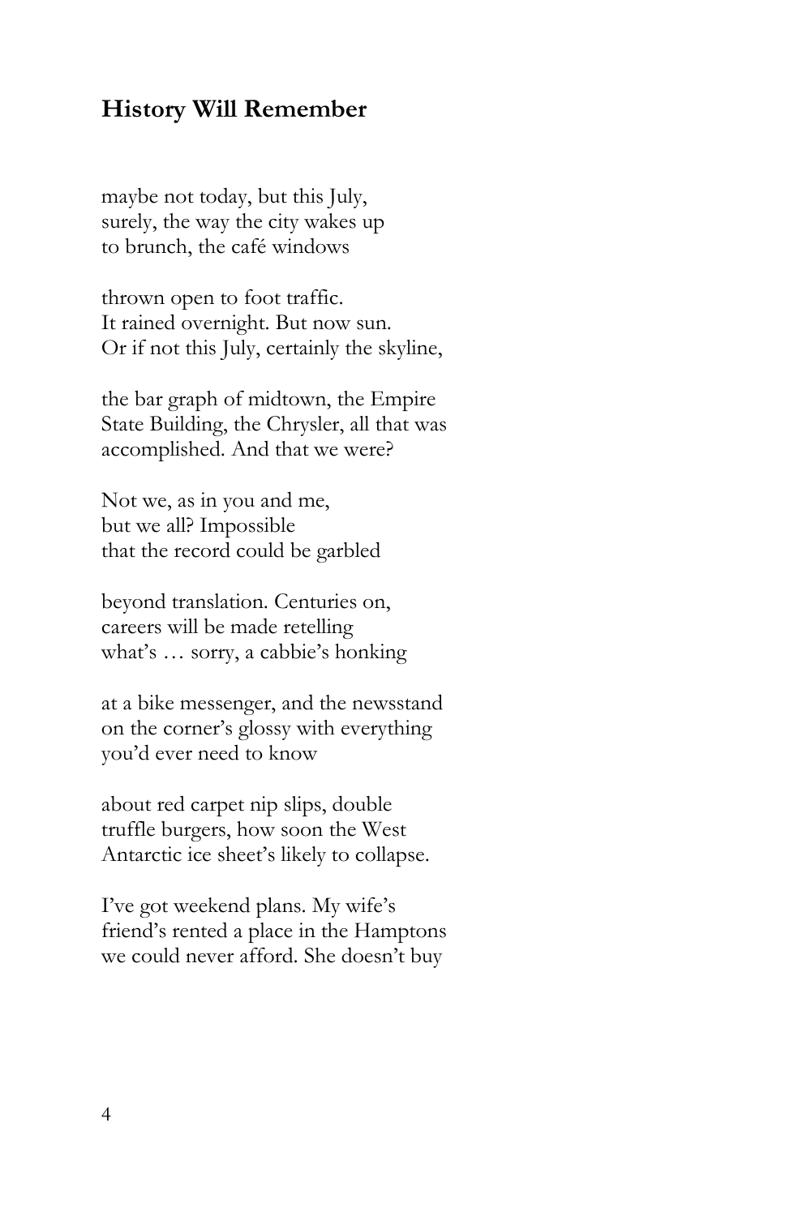## History Will Remember

maybe not today, but this July,  
surely, the way the city wakes up  
to brunch, the café windows

thrown open to foot traffic.  
It rained overnight. But now sun.  
Or if not this July, certainly the skyline,

the bar graph of midtown, the Empire  
State Building, the Chrysler, all that was  
accomplished. And that we were?

Not we, as in you and me,  
but we all? Impossible  
that the record could be garbled

beyond translation. Centuries on,  
careers will be made retelling  
what's … sorry, a cabbie's honking

at a bike messenger, and the newsstand  
on the corner's glossy with everything  
you'd ever need to know

about red carpet nip slips, double  
truffle burgers, how soon the West  
Antarctic ice sheet's likely to collapse.

I've got weekend plans. My wife's  
friend's rented a place in the Hamptons  
we could never afford. She doesn't buy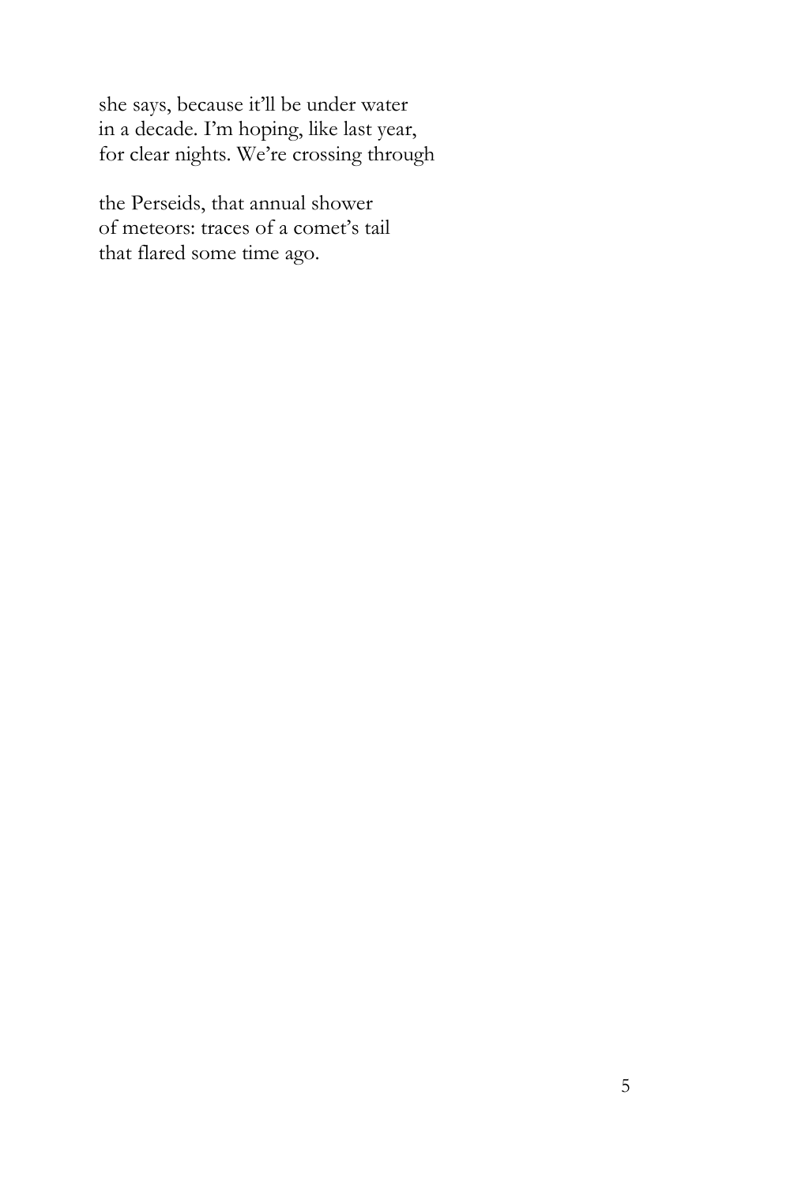she says, because it'll be under water  
in a decade. I'm hoping, like last year,  
for clear nights. We're crossing through

the Perseids, that annual shower  
of meteors: traces of a comet's tail  
that flared some time ago.